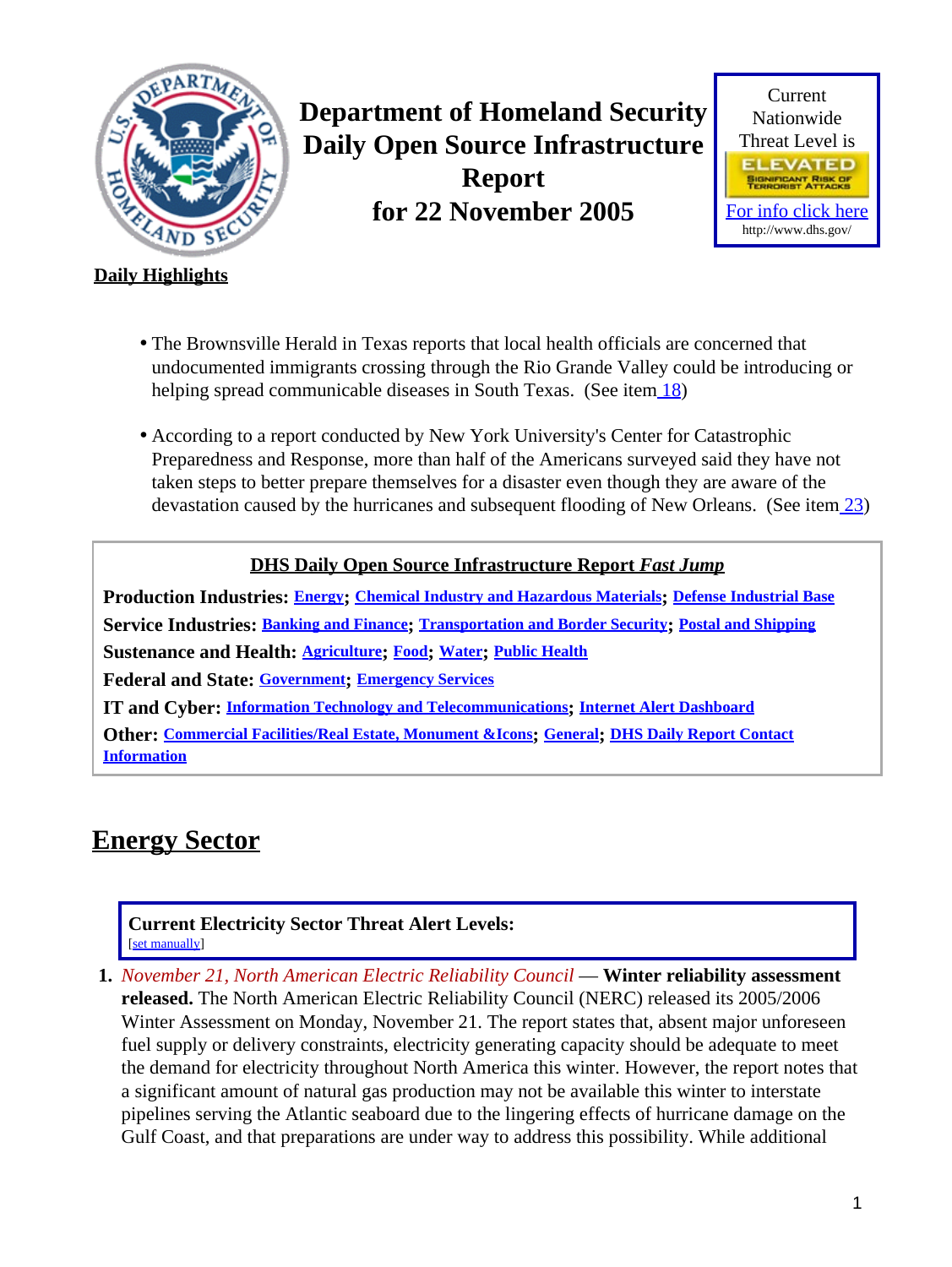# Department of Homeland Security Daily Open Source Infrastructure Report for 22 November 2005

Current Nationwide Threat Level is

ELEVATED

SIGNIFICANT RISK OF TERRORIST ATTACKS

For info click here

http://www.dhs.gov/

## Daily Highlights

- The Brownsville Herald in Texas reports that local health officials are concerned that undocumented immigrants crossing through the Rio Grande Valley could be introducing or helping spread communicable diseases in South Texas. (See item 18)
- According to a report conducted by New York University's Center for Catastrophic Preparedness and Response, more than half of the Americans surveyed said they have not taken steps to better prepare themselves for a disaster even though they are aware of the devastation caused by the hurricanes and subsequent flooding of New Orleans. (See item 23)

**DHS Daily Open Source Infrastructure Report *Fast Jump***

**Production Industries:** Energy; Chemical Industry and Hazardous Materials; Defense Industrial Base

**Service Industries:** Banking and Finance; Transportation and Border Security; Postal and Shipping

**Sustenance and Health:** Agriculture; Food; Water; Public Health

**Federal and State:** Government; Emergency Services

**IT and Cyber:** Information Technology and Telecommunications; Internet Alert Dashboard

**Other:** Commercial Facilities/Real Estate, Monument &Icons; General; DHS Daily Report Contact Information

## Energy Sector

**Current Electricity Sector Threat Alert Levels:**
[set manually]

1. *November 21, North American Electric Reliability Council* — **Winter reliability assessment released.** The North American Electric Reliability Council (NERC) released its 2005/2006 Winter Assessment on Monday, November 21. The report states that, absent major unforeseen fuel supply or delivery constraints, electricity generating capacity should be adequate to meet the demand for electricity throughout North America this winter. However, the report notes that a significant amount of natural gas production may not be available this winter to interstate pipelines serving the Atlantic seaboard due to the lingering effects of hurricane damage on the Gulf Coast, and that preparations are under way to address this possibility. While additional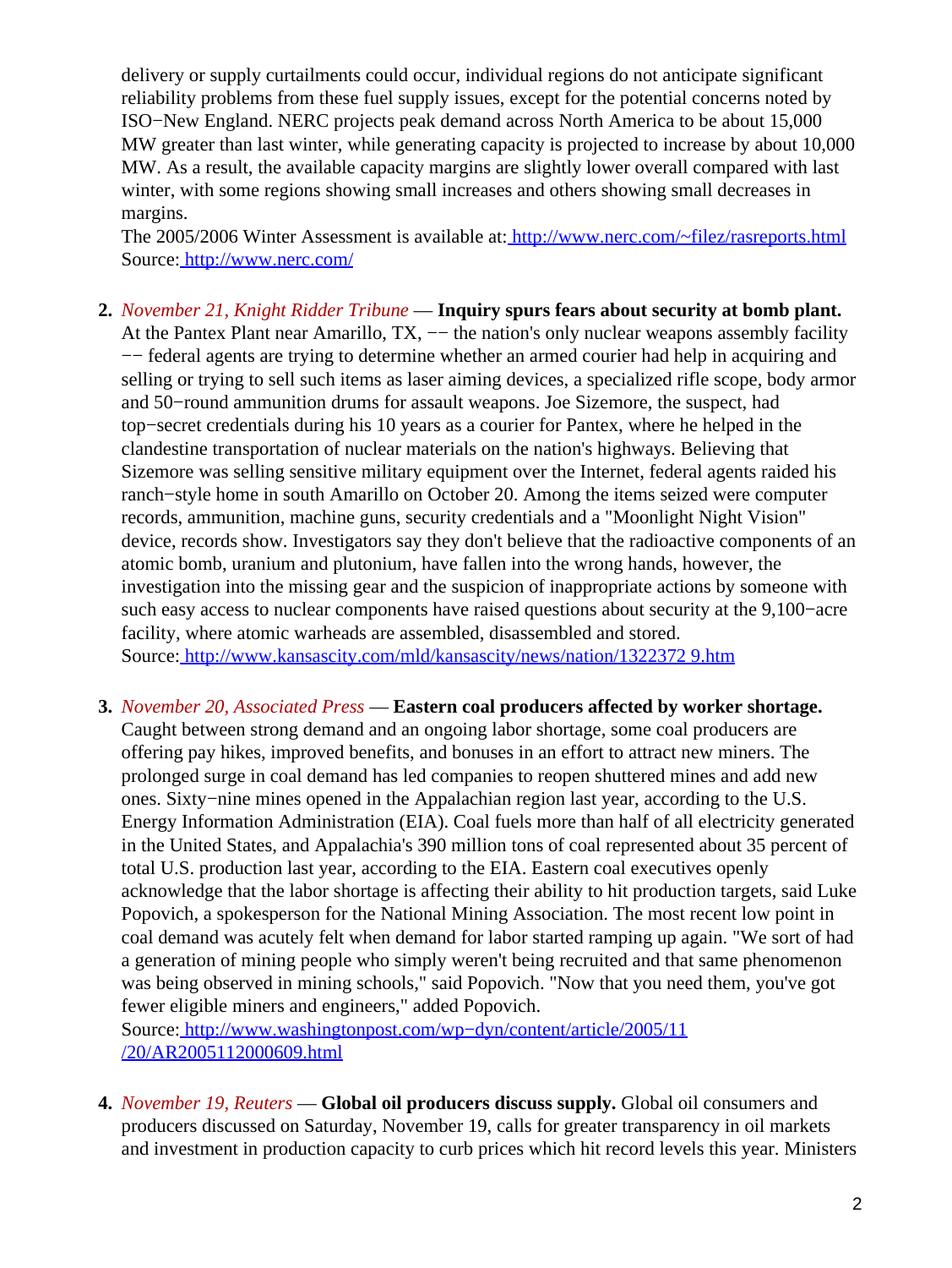delivery or supply curtailments could occur, individual regions do not anticipate significant reliability problems from these fuel supply issues, except for the potential concerns noted by ISO−New England. NERC projects peak demand across North America to be about 15,000 MW greater than last winter, while generating capacity is projected to increase by about 10,000 MW. As a result, the available capacity margins are slightly lower overall compared with last winter, with some regions showing small increases and others showing small decreases in margins.
The 2005/2006 Winter Assessment is available at: http://www.nerc.com/~filez/rasreports.html
Source: http://www.nerc.com/

2. *November 21, Knight Ridder Tribune* — **Inquiry spurs fears about security at bomb plant.** At the Pantex Plant near Amarillo, TX, −− the nation's only nuclear weapons assembly facility −− federal agents are trying to determine whether an armed courier had help in acquiring and selling or trying to sell such items as laser aiming devices, a specialized rifle scope, body armor and 50−round ammunition drums for assault weapons. Joe Sizemore, the suspect, had top−secret credentials during his 10 years as a courier for Pantex, where he helped in the clandestine transportation of nuclear materials on the nation's highways. Believing that Sizemore was selling sensitive military equipment over the Internet, federal agents raided his ranch−style home in south Amarillo on October 20. Among the items seized were computer records, ammunition, machine guns, security credentials and a "Moonlight Night Vision" device, records show. Investigators say they don't believe that the radioactive components of an atomic bomb, uranium and plutonium, have fallen into the wrong hands, however, the investigation into the missing gear and the suspicion of inappropriate actions by someone with such easy access to nuclear components have raised questions about security at the 9,100−acre facility, where atomic warheads are assembled, disassembled and stored.
Source: http://www.kansascity.com/mld/kansascity/news/nation/1322372 9.htm

3. *November 20, Associated Press* — **Eastern coal producers affected by worker shortage.** Caught between strong demand and an ongoing labor shortage, some coal producers are offering pay hikes, improved benefits, and bonuses in an effort to attract new miners. The prolonged surge in coal demand has led companies to reopen shuttered mines and add new ones. Sixty−nine mines opened in the Appalachian region last year, according to the U.S. Energy Information Administration (EIA). Coal fuels more than half of all electricity generated in the United States, and Appalachia's 390 million tons of coal represented about 35 percent of total U.S. production last year, according to the EIA. Eastern coal executives openly acknowledge that the labor shortage is affecting their ability to hit production targets, said Luke Popovich, a spokesperson for the National Mining Association. The most recent low point in coal demand was acutely felt when demand for labor started ramping up again. "We sort of had a generation of mining people who simply weren't being recruited and that same phenomenon was being observed in mining schools," said Popovich. "Now that you need them, you've got fewer eligible miners and engineers," added Popovich.
Source: http://www.washingtonpost.com/wp−dyn/content/article/2005/11/20/AR2005112000609.html

4. *November 19, Reuters* — **Global oil producers discuss supply.** Global oil consumers and producers discussed on Saturday, November 19, calls for greater transparency in oil markets and investment in production capacity to curb prices which hit record levels this year. Ministers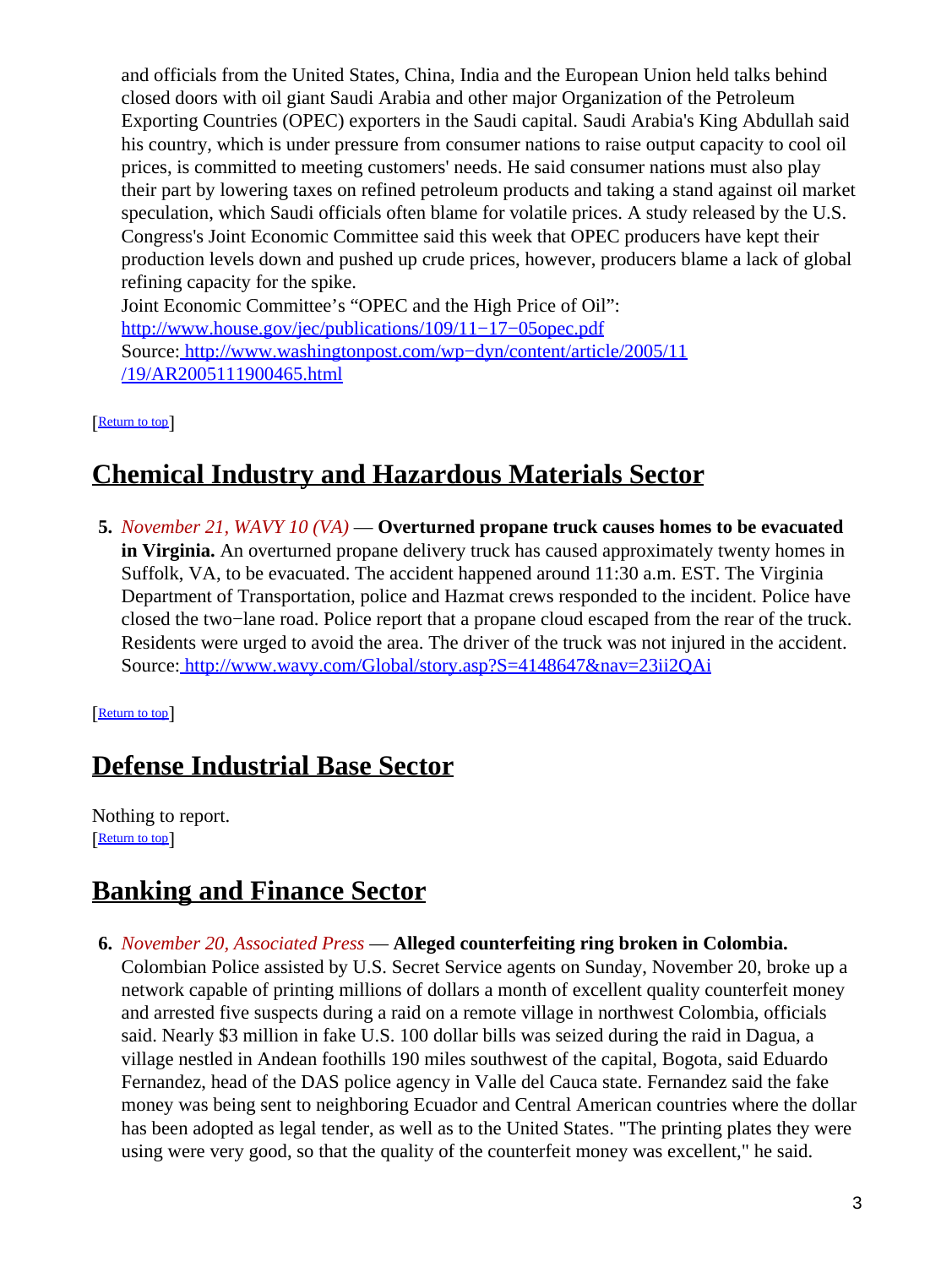and officials from the United States, China, India and the European Union held talks behind closed doors with oil giant Saudi Arabia and other major Organization of the Petroleum Exporting Countries (OPEC) exporters in the Saudi capital. Saudi Arabia's King Abdullah said his country, which is under pressure from consumer nations to raise output capacity to cool oil prices, is committed to meeting customers' needs. He said consumer nations must also play their part by lowering taxes on refined petroleum products and taking a stand against oil market speculation, which Saudi officials often blame for volatile prices. A study released by the U.S. Congress's Joint Economic Committee said this week that OPEC producers have kept their production levels down and pushed up crude prices, however, producers blame a lack of global refining capacity for the spike.
Joint Economic Committee's "OPEC and the High Price of Oil": http://www.house.gov/jec/publications/109/11−17−05opec.pdf
Source: http://www.washingtonpost.com/wp−dyn/content/article/2005/11/19/AR2005111900465.html

[Return to top]

## Chemical Industry and Hazardous Materials Sector

5. *November 21, WAVY 10 (VA)* — **Overturned propane truck causes homes to be evacuated in Virginia.** An overturned propane delivery truck has caused approximately twenty homes in Suffolk, VA, to be evacuated. The accident happened around 11:30 a.m. EST. The Virginia Department of Transportation, police and Hazmat crews responded to the incident. Police have closed the two−lane road. Police report that a propane cloud escaped from the rear of the truck. Residents were urged to avoid the area. The driver of the truck was not injured in the accident.
Source: http://www.wavy.com/Global/story.asp?S=4148647&nav=23ii2QAi

[Return to top]

## Defense Industrial Base Sector

Nothing to report.
[Return to top]

## Banking and Finance Sector

6. *November 20, Associated Press* — **Alleged counterfeiting ring broken in Colombia.** Colombian Police assisted by U.S. Secret Service agents on Sunday, November 20, broke up a network capable of printing millions of dollars a month of excellent quality counterfeit money and arrested five suspects during a raid on a remote village in northwest Colombia, officials said. Nearly $3 million in fake U.S. 100 dollar bills was seized during the raid in Dagua, a village nestled in Andean foothills 190 miles southwest of the capital, Bogota, said Eduardo Fernandez, head of the DAS police agency in Valle del Cauca state. Fernandez said the fake money was being sent to neighboring Ecuador and Central American countries where the dollar has been adopted as legal tender, as well as to the United States. "The printing plates they were using were very good, so that the quality of the counterfeit money was excellent," he said.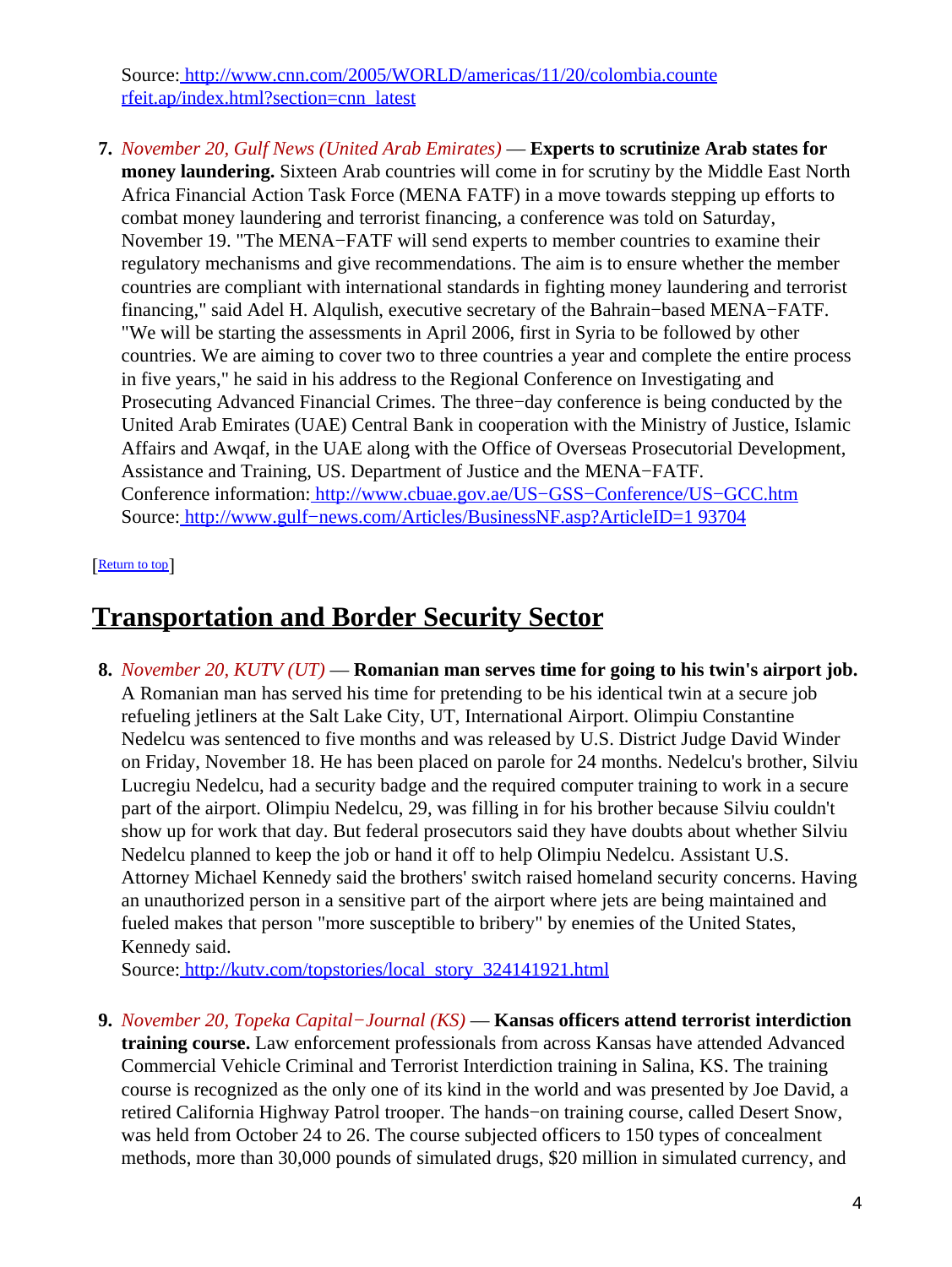Source: [http://www.cnn.com/2005/WORLD/americas/11/20/colombia.counterfeit.ap/index.html?section=cnn_latest](http://www.cnn.com/2005/WORLD/americas/11/20/colombia.counterfeit.ap/index.html?section=cnn_latest)

7. *November 20, Gulf News (United Arab Emirates)* — **Experts to scrutinize Arab states for money laundering.** Sixteen Arab countries will come in for scrutiny by the Middle East North Africa Financial Action Task Force (MENA FATF) in a move towards stepping up efforts to combat money laundering and terrorist financing, a conference was told on Saturday, November 19. "The MENA−FATF will send experts to member countries to examine their regulatory mechanisms and give recommendations. The aim is to ensure whether the member countries are compliant with international standards in fighting money laundering and terrorist financing," said Adel H. Alqulish, executive secretary of the Bahrain−based MENA−FATF. "We will be starting the assessments in April 2006, first in Syria to be followed by other countries. We are aiming to cover two to three countries a year and complete the entire process in five years," he said in his address to the Regional Conference on Investigating and Prosecuting Advanced Financial Crimes. The three−day conference is being conducted by the United Arab Emirates (UAE) Central Bank in cooperation with the Ministry of Justice, Islamic Affairs and Awqaf, in the UAE along with the Office of Overseas Prosecutorial Development, Assistance and Training, US. Department of Justice and the MENA−FATF.
   Conference information: [http://www.cbuae.gov.ae/US−GSS−Conference/US−GCC.htm](http://www.cbuae.gov.ae/US−GSS−Conference/US−GCC.htm)
   Source: [http://www.gulf−news.com/Articles/BusinessNF.asp?ArticleID=1 93704](http://www.gulf−news.com/Articles/BusinessNF.asp?ArticleID=193704)

[Return to top]

## Transportation and Border Security Sector

8. *November 20, KUTV (UT)* — **Romanian man serves time for going to his twin's airport job.** A Romanian man has served his time for pretending to be his identical twin at a secure job refueling jetliners at the Salt Lake City, UT, International Airport. Olimpiu Constantine Nedelcu was sentenced to five months and was released by U.S. District Judge David Winder on Friday, November 18. He has been placed on parole for 24 months. Nedelcu's brother, Silviu Lucregiu Nedelcu, had a security badge and the required computer training to work in a secure part of the airport. Olimpiu Nedelcu, 29, was filling in for his brother because Silviu couldn't show up for work that day. But federal prosecutors said they have doubts about whether Silviu Nedelcu planned to keep the job or hand it off to help Olimpiu Nedelcu. Assistant U.S. Attorney Michael Kennedy said the brothers' switch raised homeland security concerns. Having an unauthorized person in a sensitive part of the airport where jets are being maintained and fueled makes that person "more susceptible to bribery" by enemies of the United States, Kennedy said.
   Source: [http://kutv.com/topstories/local_story_324141921.html](http://kutv.com/topstories/local_story_324141921.html)

9. *November 20, Topeka Capital−Journal (KS)* — **Kansas officers attend terrorist interdiction training course.** Law enforcement professionals from across Kansas have attended Advanced Commercial Vehicle Criminal and Terrorist Interdiction training in Salina, KS. The training course is recognized as the only one of its kind in the world and was presented by Joe David, a retired California Highway Patrol trooper. The hands−on training course, called Desert Snow, was held from October 24 to 26. The course subjected officers to 150 types of concealment methods, more than 30,000 pounds of simulated drugs, $20 million in simulated currency, and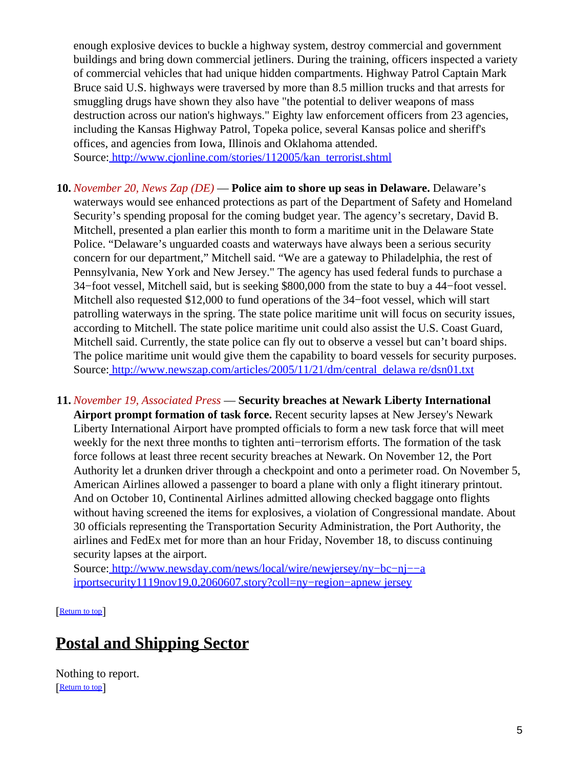enough explosive devices to buckle a highway system, destroy commercial and government buildings and bring down commercial jetliners. During the training, officers inspected a variety of commercial vehicles that had unique hidden compartments. Highway Patrol Captain Mark Bruce said U.S. highways were traversed by more than 8.5 million trucks and that arrests for smuggling drugs have shown they also have "the potential to deliver weapons of mass destruction across our nation's highways." Eighty law enforcement officers from 23 agencies, including the Kansas Highway Patrol, Topeka police, several Kansas police and sheriff's offices, and agencies from Iowa, Illinois and Oklahoma attended.
Source: http://www.cjonline.com/stories/112005/kan_terrorist.shtml

10. *November 20, News Zap (DE)* — **Police aim to shore up seas in Delaware.** Delaware's waterways would see enhanced protections as part of the Department of Safety and Homeland Security's spending proposal for the coming budget year. The agency's secretary, David B. Mitchell, presented a plan earlier this month to form a maritime unit in the Delaware State Police. "Delaware's unguarded coasts and waterways have always been a serious security concern for our department," Mitchell said. "We are a gateway to Philadelphia, the rest of Pennsylvania, New York and New Jersey." The agency has used federal funds to purchase a 34−foot vessel, Mitchell said, but is seeking $800,000 from the state to buy a 44−foot vessel. Mitchell also requested $12,000 to fund operations of the 34−foot vessel, which will start patrolling waterways in the spring. The state police maritime unit will focus on security issues, according to Mitchell. The state police maritime unit could also assist the U.S. Coast Guard, Mitchell said. Currently, the state police can fly out to observe a vessel but can't board ships. The police maritime unit would give them the capability to board vessels for security purposes.
Source: http://www.newszap.com/articles/2005/11/21/dm/central_delawa re/dsn01.txt

11. *November 19, Associated Press* — **Security breaches at Newark Liberty International Airport prompt formation of task force.** Recent security lapses at New Jersey's Newark Liberty International Airport have prompted officials to form a new task force that will meet weekly for the next three months to tighten anti−terrorism efforts. The formation of the task force follows at least three recent security breaches at Newark. On November 12, the Port Authority let a drunken driver through a checkpoint and onto a perimeter road. On November 5, American Airlines allowed a passenger to board a plane with only a flight itinerary printout. And on October 10, Continental Airlines admitted allowing checked baggage onto flights without having screened the items for explosives, a violation of Congressional mandate. About 30 officials representing the Transportation Security Administration, the Port Authority, the airlines and FedEx met for more than an hour Friday, November 18, to discuss continuing security lapses at the airport.
Source: http://www.newsday.com/news/local/wire/newjersey/ny−bc−nj−−a irportsecurity1119nov19,0,2060607.story?coll=ny−region−apnew jersey

[Return to top]

## Postal and Shipping Sector

Nothing to report.
[Return to top]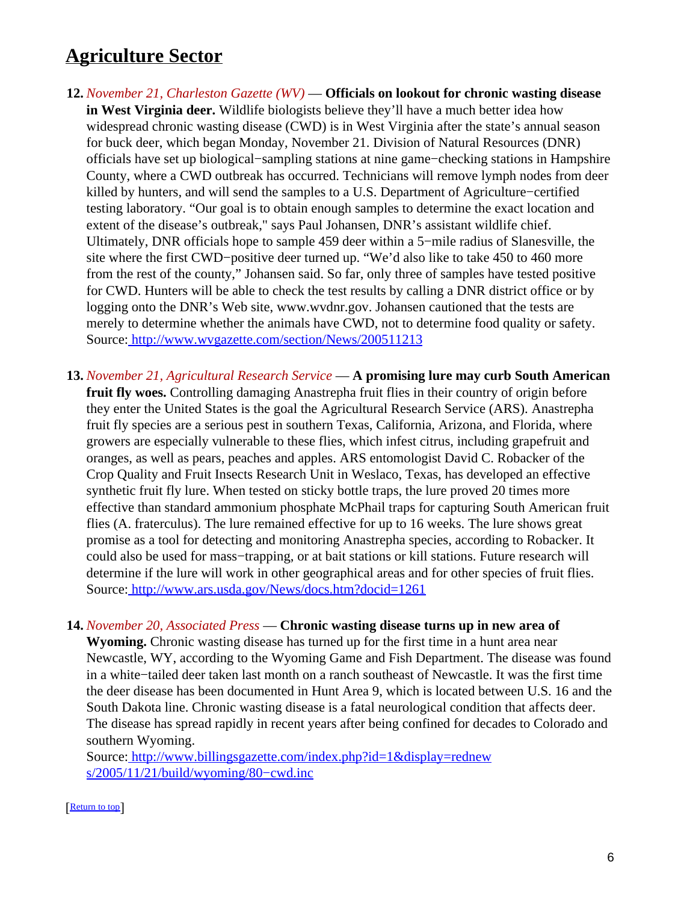## Agriculture Sector

12. *November 21, Charleston Gazette (WV)* — **Officials on lookout for chronic wasting disease in West Virginia deer.** Wildlife biologists believe they'll have a much better idea how widespread chronic wasting disease (CWD) is in West Virginia after the state's annual season for buck deer, which began Monday, November 21. Division of Natural Resources (DNR) officials have set up biological−sampling stations at nine game−checking stations in Hampshire County, where a CWD outbreak has occurred. Technicians will remove lymph nodes from deer killed by hunters, and will send the samples to a U.S. Department of Agriculture−certified testing laboratory. "Our goal is to obtain enough samples to determine the exact location and extent of the disease's outbreak," says Paul Johansen, DNR's assistant wildlife chief. Ultimately, DNR officials hope to sample 459 deer within a 5−mile radius of Slanesville, the site where the first CWD−positive deer turned up. "We'd also like to take 450 to 460 more from the rest of the county," Johansen said. So far, only three of samples have tested positive for CWD. Hunters will be able to check the test results by calling a DNR district office or by logging onto the DNR's Web site, www.wvdnr.gov. Johansen cautioned that the tests are merely to determine whether the animals have CWD, not to determine food quality or safety.
Source: [http://www.wvgazette.com/section/News/200511213](http://www.wvgazette.com/section/News/200511213)

13. *November 21, Agricultural Research Service* — **A promising lure may curb South American fruit fly woes.** Controlling damaging Anastrepha fruit flies in their country of origin before they enter the United States is the goal the Agricultural Research Service (ARS). Anastrepha fruit fly species are a serious pest in southern Texas, California, Arizona, and Florida, where growers are especially vulnerable to these flies, which infest citrus, including grapefruit and oranges, as well as pears, peaches and apples. ARS entomologist David C. Robacker of the Crop Quality and Fruit Insects Research Unit in Weslaco, Texas, has developed an effective synthetic fruit fly lure. When tested on sticky bottle traps, the lure proved 20 times more effective than standard ammonium phosphate McPhail traps for capturing South American fruit flies (A. fraterculus). The lure remained effective for up to 16 weeks. The lure shows great promise as a tool for detecting and monitoring Anastrepha species, according to Robacker. It could also be used for mass−trapping, or at bait stations or kill stations. Future research will determine if the lure will work in other geographical areas and for other species of fruit flies.
Source: [http://www.ars.usda.gov/News/docs.htm?docid=1261](http://www.ars.usda.gov/News/docs.htm?docid=1261)

14. *November 20, Associated Press* — **Chronic wasting disease turns up in new area of Wyoming.** Chronic wasting disease has turned up for the first time in a hunt area near Newcastle, WY, according to the Wyoming Game and Fish Department. The disease was found in a white−tailed deer taken last month on a ranch southeast of Newcastle. It was the first time the deer disease has been documented in Hunt Area 9, which is located between U.S. 16 and the South Dakota line. Chronic wasting disease is a fatal neurological condition that affects deer. The disease has spread rapidly in recent years after being confined for decades to Colorado and southern Wyoming.
Source: [http://www.billingsgazette.com/index.php?id=1&display=rednews/2005/11/21/build/wyoming/80−cwd.inc](http://www.billingsgazette.com/index.php?id=1&display=rednews/2005/11/21/build/wyoming/80−cwd.inc)

[Return to top]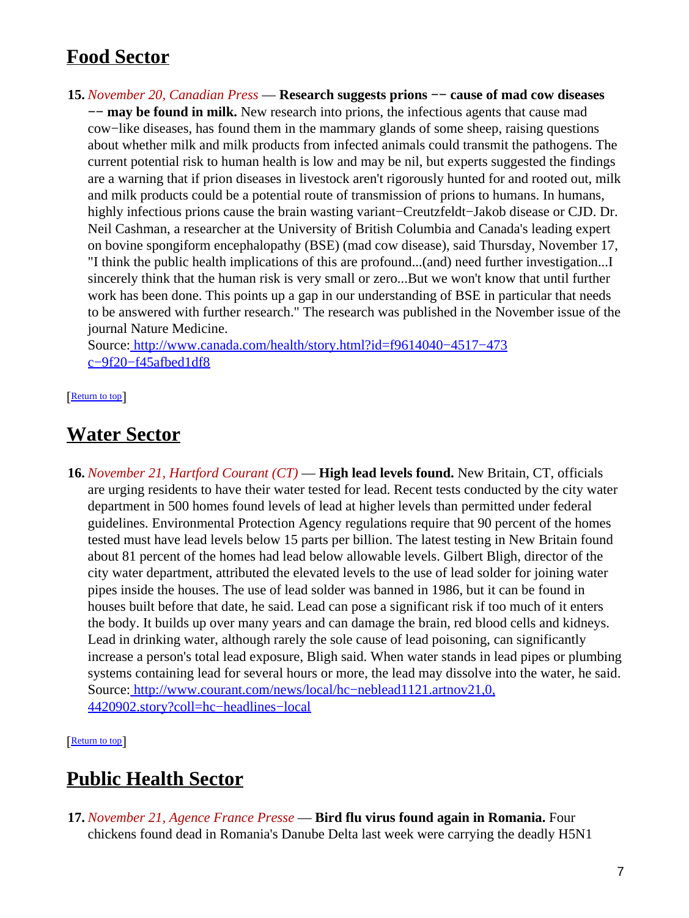## Food Sector

15. *November 20, Canadian Press* — **Research suggests prions −− cause of mad cow diseases −− may be found in milk.** New research into prions, the infectious agents that cause mad cow−like diseases, has found them in the mammary glands of some sheep, raising questions about whether milk and milk products from infected animals could transmit the pathogens. The current potential risk to human health is low and may be nil, but experts suggested the findings are a warning that if prion diseases in livestock aren't rigorously hunted for and rooted out, milk and milk products could be a potential route of transmission of prions to humans. In humans, highly infectious prions cause the brain wasting variant−Creutzfeldt−Jakob disease or CJD. Dr. Neil Cashman, a researcher at the University of British Columbia and Canada's leading expert on bovine spongiform encephalopathy (BSE) (mad cow disease), said Thursday, November 17, "I think the public health implications of this are profound...(and) need further investigation...I sincerely think that the human risk is very small or zero...But we won't know that until further work has been done. This points up a gap in our understanding of BSE in particular that needs to be answered with further research." The research was published in the November issue of the journal Nature Medicine.
Source: http://www.canada.com/health/story.html?id=f9614040−4517−473c−9f20−f45afbed1df8

[Return to top]

## Water Sector

16. *November 21, Hartford Courant (CT)* — **High lead levels found.** New Britain, CT, officials are urging residents to have their water tested for lead. Recent tests conducted by the city water department in 500 homes found levels of lead at higher levels than permitted under federal guidelines. Environmental Protection Agency regulations require that 90 percent of the homes tested must have lead levels below 15 parts per billion. The latest testing in New Britain found about 81 percent of the homes had lead below allowable levels. Gilbert Bligh, director of the city water department, attributed the elevated levels to the use of lead solder for joining water pipes inside the houses. The use of lead solder was banned in 1986, but it can be found in houses built before that date, he said. Lead can pose a significant risk if too much of it enters the body. It builds up over many years and can damage the brain, red blood cells and kidneys. Lead in drinking water, although rarely the sole cause of lead poisoning, can significantly increase a person's total lead exposure, Bligh said. When water stands in lead pipes or plumbing systems containing lead for several hours or more, the lead may dissolve into the water, he said.
Source: http://www.courant.com/news/local/hc−neblead1121.artnov21,0,4420902.story?coll=hc−headlines−local

[Return to top]

## Public Health Sector

17. *November 21, Agence France Presse* — **Bird flu virus found again in Romania.** Four chickens found dead in Romania's Danube Delta last week were carrying the deadly H5N1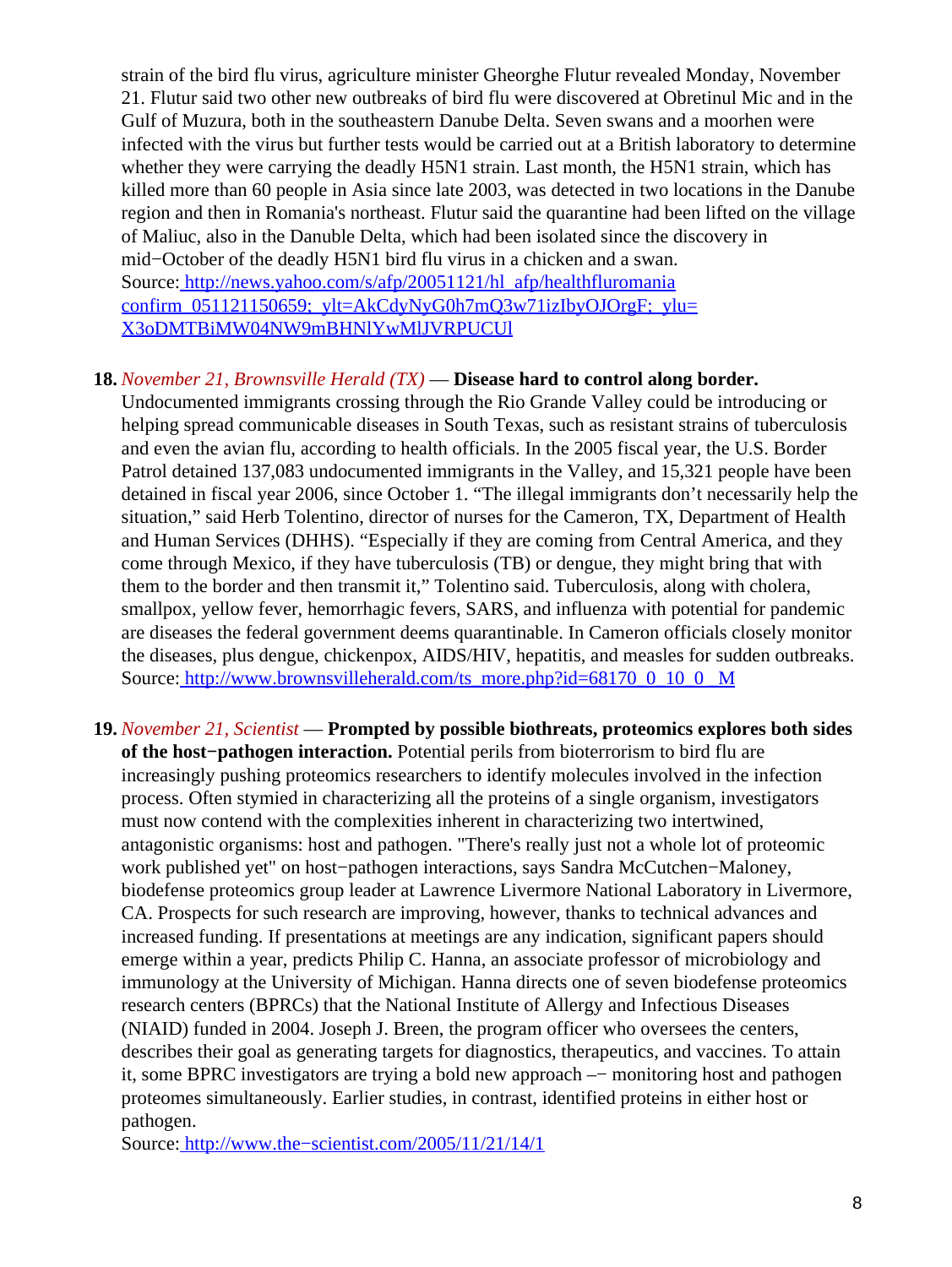strain of the bird flu virus, agriculture minister Gheorghe Flutur revealed Monday, November 21. Flutur said two other new outbreaks of bird flu were discovered at Obretinul Mic and in the Gulf of Muzura, both in the southeastern Danube Delta. Seven swans and a moorhen were infected with the virus but further tests would be carried out at a British laboratory to determine whether they were carrying the deadly H5N1 strain. Last month, the H5N1 strain, which has killed more than 60 people in Asia since late 2003, was detected in two locations in the Danube region and then in Romania's northeast. Flutur said the quarantine had been lifted on the village of Maliuc, also in the Danuble Delta, which had been isolated since the discovery in mid−October of the deadly H5N1 bird flu virus in a chicken and a swan.
Source: http://news.yahoo.com/s/afp/20051121/hl_afp/healthfluromania confirm_051121150659;_ylt=AkCdyNyG0h7mQ3w71izIbyOJOrgF;_ylu= X3oDMTBiMW04NW9mBHNlYwMlJVRPUCUl

18. *November 21, Brownsville Herald (TX)* — **Disease hard to control along border.** Undocumented immigrants crossing through the Rio Grande Valley could be introducing or helping spread communicable diseases in South Texas, such as resistant strains of tuberculosis and even the avian flu, according to health officials. In the 2005 fiscal year, the U.S. Border Patrol detained 137,083 undocumented immigrants in the Valley, and 15,321 people have been detained in fiscal year 2006, since October 1. "The illegal immigrants don't necessarily help the situation," said Herb Tolentino, director of nurses for the Cameron, TX, Department of Health and Human Services (DHHS). "Especially if they are coming from Central America, and they come through Mexico, if they have tuberculosis (TB) or dengue, they might bring that with them to the border and then transmit it," Tolentino said. Tuberculosis, along with cholera, smallpox, yellow fever, hemorrhagic fevers, SARS, and influenza with potential for pandemic are diseases the federal government deems quarantinable. In Cameron officials closely monitor the diseases, plus dengue, chickenpox, AIDS/HIV, hepatitis, and measles for sudden outbreaks.
Source: http://www.brownsvilleherald.com/ts_more.php?id=68170_0_10_0_M

19. *November 21, Scientist* — **Prompted by possible biothreats, proteomics explores both sides of the host−pathogen interaction.** Potential perils from bioterrorism to bird flu are increasingly pushing proteomics researchers to identify molecules involved in the infection process. Often stymied in characterizing all the proteins of a single organism, investigators must now contend with the complexities inherent in characterizing two intertwined, antagonistic organisms: host and pathogen. "There's really just not a whole lot of proteomic work published yet" on host−pathogen interactions, says Sandra McCutchen−Maloney, biodefense proteomics group leader at Lawrence Livermore National Laboratory in Livermore, CA. Prospects for such research are improving, however, thanks to technical advances and increased funding. If presentations at meetings are any indication, significant papers should emerge within a year, predicts Philip C. Hanna, an associate professor of microbiology and immunology at the University of Michigan. Hanna directs one of seven biodefense proteomics research centers (BPRCs) that the National Institute of Allergy and Infectious Diseases (NIAID) funded in 2004. Joseph J. Breen, the program officer who oversees the centers, describes their goal as generating targets for diagnostics, therapeutics, and vaccines. To attain it, some BPRC investigators are trying a bold new approach –− monitoring host and pathogen proteomes simultaneously. Earlier studies, in contrast, identified proteins in either host or pathogen.
Source: http://www.the−scientist.com/2005/11/21/14/1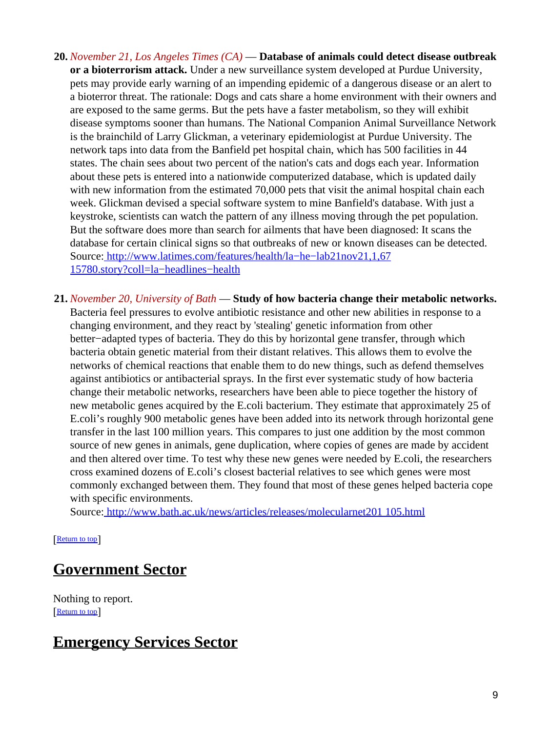20. *November 21, Los Angeles Times (CA)* — **Database of animals could detect disease outbreak or a bioterrorism attack.** Under a new surveillance system developed at Purdue University, pets may provide early warning of an impending epidemic of a dangerous disease or an alert to a bioterror threat. The rationale: Dogs and cats share a home environment with their owners and are exposed to the same germs. But the pets have a faster metabolism, so they will exhibit disease symptoms sooner than humans. The National Companion Animal Surveillance Network is the brainchild of Larry Glickman, a veterinary epidemiologist at Purdue University. The network taps into data from the Banfield pet hospital chain, which has 500 facilities in 44 states. The chain sees about two percent of the nation's cats and dogs each year. Information about these pets is entered into a nationwide computerized database, which is updated daily with new information from the estimated 70,000 pets that visit the animal hospital chain each week. Glickman devised a special software system to mine Banfield's database. With just a keystroke, scientists can watch the pattern of any illness moving through the pet population. But the software does more than search for ailments that have been diagnosed: It scans the database for certain clinical signs so that outbreaks of new or known diseases can be detected.
Source: http://www.latimes.com/features/health/la−he−lab21nov21,1,6715780.story?coll=la−headlines−health

21. *November 20, University of Bath* — **Study of how bacteria change their metabolic networks.** Bacteria feel pressures to evolve antibiotic resistance and other new abilities in response to a changing environment, and they react by 'stealing' genetic information from other better−adapted types of bacteria. They do this by horizontal gene transfer, through which bacteria obtain genetic material from their distant relatives. This allows them to evolve the networks of chemical reactions that enable them to do new things, such as defend themselves against antibiotics or antibacterial sprays. In the first ever systematic study of how bacteria change their metabolic networks, researchers have been able to piece together the history of new metabolic genes acquired by the E.coli bacterium. They estimate that approximately 25 of E.coli's roughly 900 metabolic genes have been added into its network through horizontal gene transfer in the last 100 million years. This compares to just one addition by the most common source of new genes in animals, gene duplication, where copies of genes are made by accident and then altered over time. To test why these new genes were needed by E.coli, the researchers cross examined dozens of E.coli's closest bacterial relatives to see which genes were most commonly exchanged between them. They found that most of these genes helped bacteria cope with specific environments.
Source: http://www.bath.ac.uk/news/articles/releases/molecularnet201105.html

[Return to top]

## Government Sector

Nothing to report.
[Return to top]

## Emergency Services Sector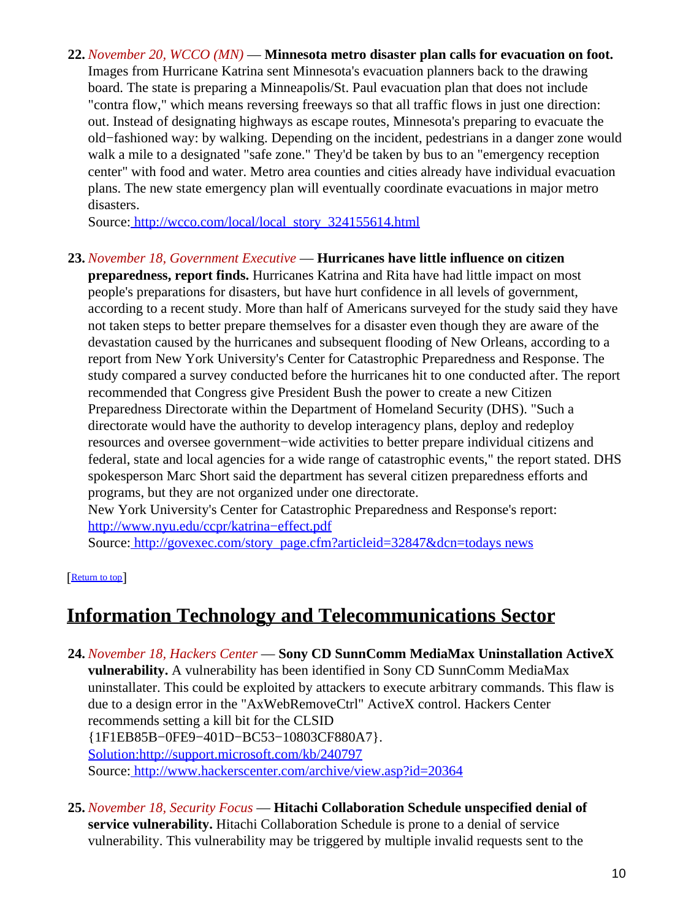22. *November 20, WCCO (MN)* — **Minnesota metro disaster plan calls for evacuation on foot.** Images from Hurricane Katrina sent Minnesota's evacuation planners back to the drawing board. The state is preparing a Minneapolis/St. Paul evacuation plan that does not include "contra flow," which means reversing freeways so that all traffic flows in just one direction: out. Instead of designating highways as escape routes, Minnesota's preparing to evacuate the old−fashioned way: by walking. Depending on the incident, pedestrians in a danger zone would walk a mile to a designated "safe zone." They'd be taken by bus to an "emergency reception center" with food and water. Metro area counties and cities already have individual evacuation plans. The new state emergency plan will eventually coordinate evacuations in major metro disasters.
Source: http://wcco.com/local/local_story_324155614.html

23. *November 18, Government Executive* — **Hurricanes have little influence on citizen preparedness, report finds.** Hurricanes Katrina and Rita have had little impact on most people's preparations for disasters, but have hurt confidence in all levels of government, according to a recent study. More than half of Americans surveyed for the study said they have not taken steps to better prepare themselves for a disaster even though they are aware of the devastation caused by the hurricanes and subsequent flooding of New Orleans, according to a report from New York University's Center for Catastrophic Preparedness and Response. The study compared a survey conducted before the hurricanes hit to one conducted after. The report recommended that Congress give President Bush the power to create a new Citizen Preparedness Directorate within the Department of Homeland Security (DHS). "Such a directorate would have the authority to develop interagency plans, deploy and redeploy resources and oversee government−wide activities to better prepare individual citizens and federal, state and local agencies for a wide range of catastrophic events," the report stated. DHS spokesperson Marc Short said the department has several citizen preparedness efforts and programs, but they are not organized under one directorate.
New York University's Center for Catastrophic Preparedness and Response's report: http://www.nyu.edu/ccpr/katrina−effect.pdf
Source: http://govexec.com/story_page.cfm?articleid=32847&dcn=todays news

[Return to top]

## Information Technology and Telecommunications Sector

24. *November 18, Hackers Center* — **Sony CD SunnComm MediaMax Uninstallation ActiveX vulnerability.** A vulnerability has been identified in Sony CD SunnComm MediaMax uninstallater. This could be exploited by attackers to execute arbitrary commands. This flaw is due to a design error in the "AxWebRemoveCtrl" ActiveX control. Hackers Center recommends setting a kill bit for the CLSID {1F1EB85B−0FE9−401D−BC53−10803CF880A7}.
Solution:http://support.microsoft.com/kb/240797
Source: http://www.hackerscenter.com/archive/view.asp?id=20364

25. *November 18, Security Focus* — **Hitachi Collaboration Schedule unspecified denial of service vulnerability.** Hitachi Collaboration Schedule is prone to a denial of service vulnerability. This vulnerability may be triggered by multiple invalid requests sent to the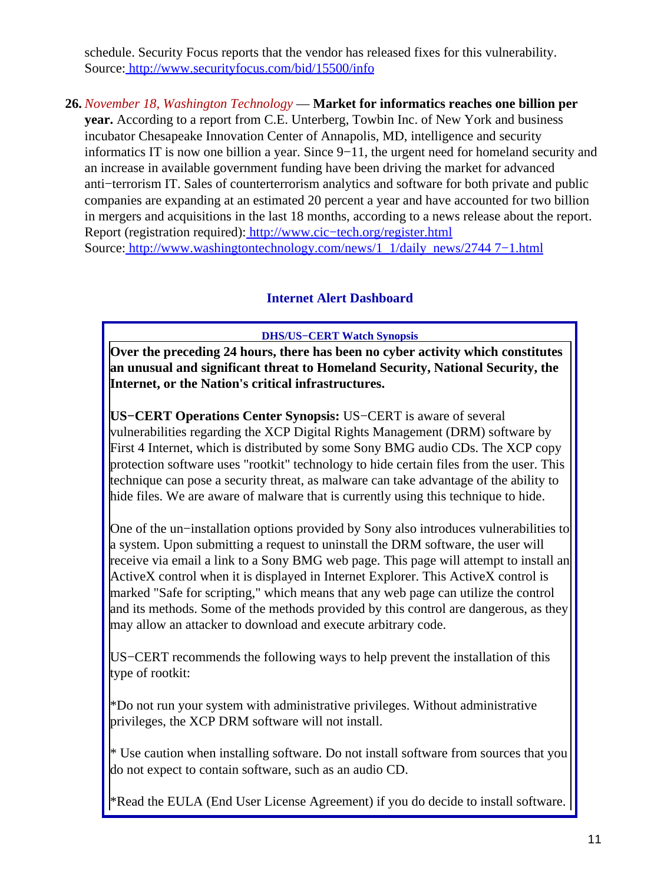schedule. Security Focus reports that the vendor has released fixes for this vulnerability.
Source: http://www.securityfocus.com/bid/15500/info

**26.** *November 18, Washington Technology* — **Market for informatics reaches one billion per year.** According to a report from C.E. Unterberg, Towbin Inc. of New York and business incubator Chesapeake Innovation Center of Annapolis, MD, intelligence and security informatics IT is now one billion a year. Since 9−11, the urgent need for homeland security and an increase in available government funding have been driving the market for advanced anti−terrorism IT. Sales of counterterrorism analytics and software for both private and public companies are expanding at an estimated 20 percent a year and have accounted for two billion in mergers and acquisitions in the last 18 months, according to a news release about the report.
Report (registration required): http://www.cic−tech.org/register.html
Source: http://www.washingtontechnology.com/news/1_1/daily_news/2744 7−1.html

## Internet Alert Dashboard

**DHS/US−CERT Watch Synopsis**

**Over the preceding 24 hours, there has been no cyber activity which constitutes an unusual and significant threat to Homeland Security, National Security, the Internet, or the Nation's critical infrastructures.**

**US−CERT Operations Center Synopsis:** US−CERT is aware of several vulnerabilities regarding the XCP Digital Rights Management (DRM) software by First 4 Internet, which is distributed by some Sony BMG audio CDs. The XCP copy protection software uses "rootkit" technology to hide certain files from the user. This technique can pose a security threat, as malware can take advantage of the ability to hide files. We are aware of malware that is currently using this technique to hide.

One of the un−installation options provided by Sony also introduces vulnerabilities to a system. Upon submitting a request to uninstall the DRM software, the user will receive via email a link to a Sony BMG web page. This page will attempt to install an ActiveX control when it is displayed in Internet Explorer. This ActiveX control is marked "Safe for scripting," which means that any web page can utilize the control and its methods. Some of the methods provided by this control are dangerous, as they may allow an attacker to download and execute arbitrary code.

US−CERT recommends the following ways to help prevent the installation of this type of rootkit:

*Do not run your system with administrative privileges. Without administrative privileges, the XCP DRM software will not install.

* Use caution when installing software. Do not install software from sources that you do not expect to contain software, such as an audio CD.

*Read the EULA (End User License Agreement) if you do decide to install software.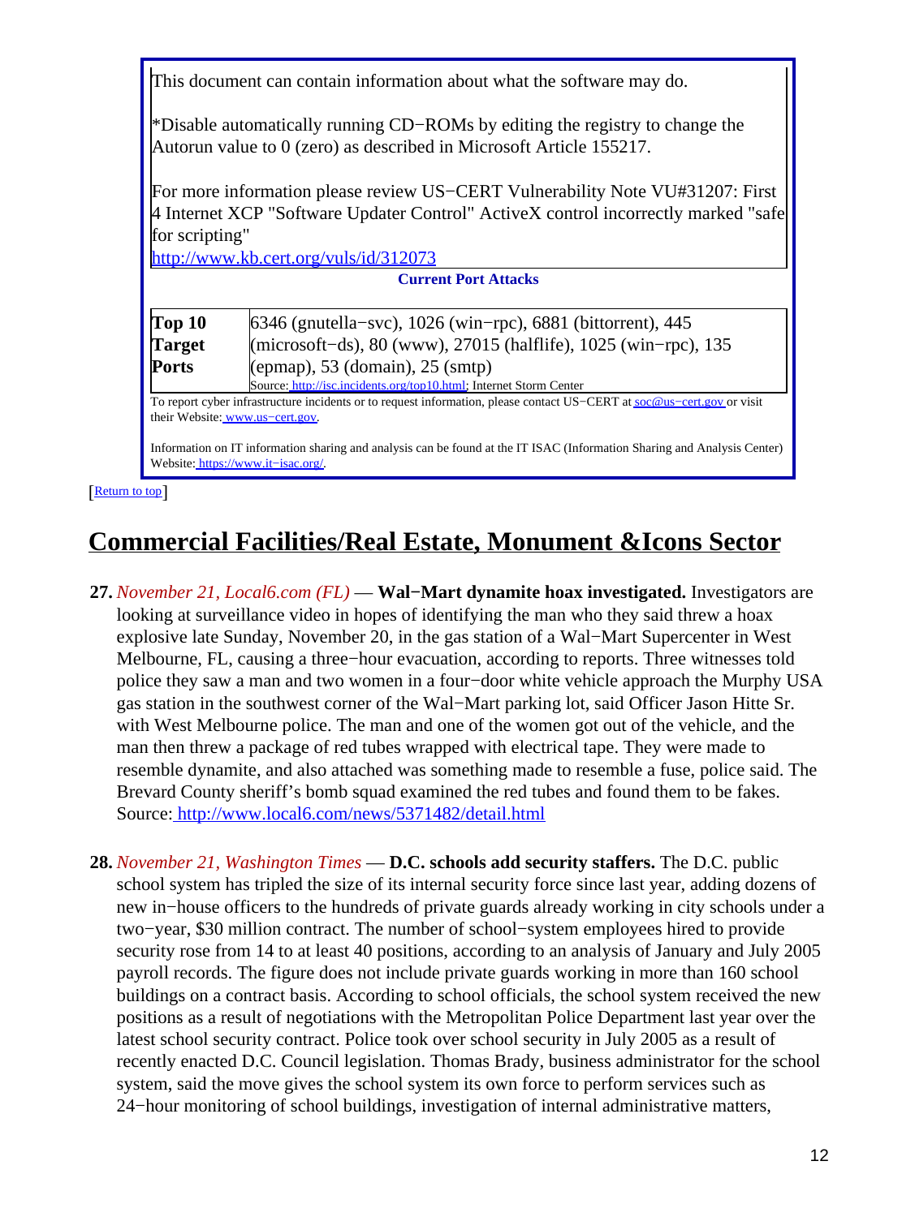This document can contain information about what the software may do.

*Disable automatically running CD−ROMs by editing the registry to change the Autorun value to 0 (zero) as described in Microsoft Article 155217.

For more information please review US−CERT Vulnerability Note VU#31207: First 4 Internet XCP "Software Updater Control" ActiveX control incorrectly marked "safe for scripting"
http://www.kb.cert.org/vuls/id/312073

**Current Port Attacks**

| **Top 10 Target Ports** | 6346 (gnutella−svc), 1026 (win−rpc), 6881 (bittorrent), 445 (microsoft−ds), 80 (www), 27015 (halflife), 1025 (win−rpc), 135 (epmap), 53 (domain), 25 (smtp)<br>Source: http://isc.incidents.org/top10.html; Internet Storm Center |
|---|---|

To report cyber infrastructure incidents or to request information, please contact US−CERT at soc@us−cert.gov or visit their Website: www.us−cert.gov.

Information on IT information sharing and analysis can be found at the IT ISAC (Information Sharing and Analysis Center) Website: https://www.it−isac.org/.

[Return to top]

# Commercial Facilities/Real Estate, Monument &Icons Sector

**27.** *November 21, Local6.com (FL)* — **Wal−Mart dynamite hoax investigated.** Investigators are looking at surveillance video in hopes of identifying the man who they said threw a hoax explosive late Sunday, November 20, in the gas station of a Wal−Mart Supercenter in West Melbourne, FL, causing a three−hour evacuation, according to reports. Three witnesses told police they saw a man and two women in a four−door white vehicle approach the Murphy USA gas station in the southwest corner of the Wal−Mart parking lot, said Officer Jason Hitte Sr. with West Melbourne police. The man and one of the women got out of the vehicle, and the man then threw a package of red tubes wrapped with electrical tape. They were made to resemble dynamite, and also attached was something made to resemble a fuse, police said. The Brevard County sheriff's bomb squad examined the red tubes and found them to be fakes.
Source: http://www.local6.com/news/5371482/detail.html

**28.** *November 21, Washington Times* — **D.C. schools add security staffers.** The D.C. public school system has tripled the size of its internal security force since last year, adding dozens of new in−house officers to the hundreds of private guards already working in city schools under a two−year, $30 million contract. The number of school−system employees hired to provide security rose from 14 to at least 40 positions, according to an analysis of January and July 2005 payroll records. The figure does not include private guards working in more than 160 school buildings on a contract basis. According to school officials, the school system received the new positions as a result of negotiations with the Metropolitan Police Department last year over the latest school security contract. Police took over school security in July 2005 as a result of recently enacted D.C. Council legislation. Thomas Brady, business administrator for the school system, said the move gives the school system its own force to perform services such as 24−hour monitoring of school buildings, investigation of internal administrative matters,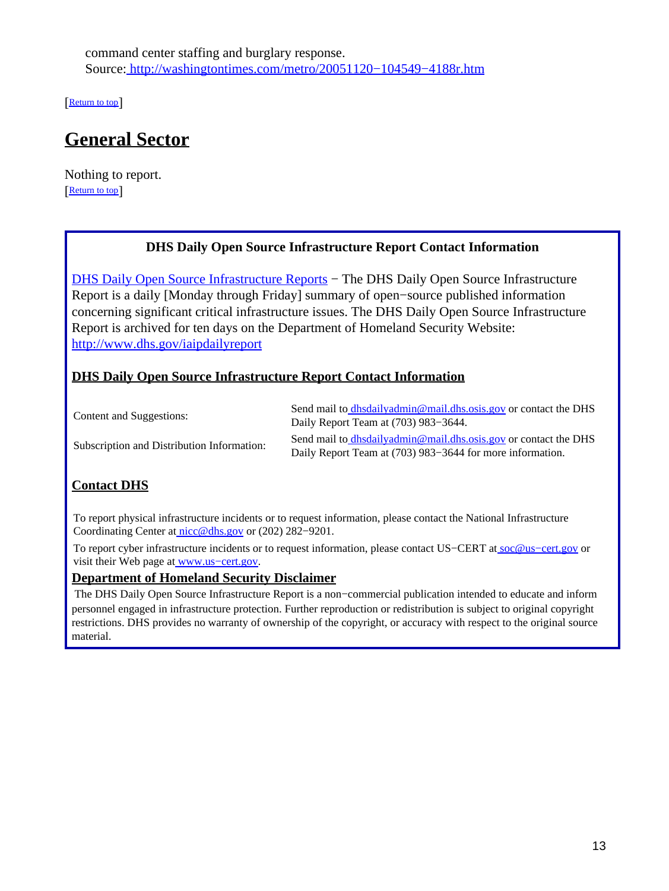command center staffing and burglary response.
Source: http://washingtontimes.com/metro/20051120−104549−4188r.htm

[Return to top]

## General Sector

Nothing to report.
[Return to top]

**DHS Daily Open Source Infrastructure Report Contact Information**

DHS Daily Open Source Infrastructure Reports − The DHS Daily Open Source Infrastructure Report is a daily [Monday through Friday] summary of open−source published information concerning significant critical infrastructure issues. The DHS Daily Open Source Infrastructure Report is archived for ten days on the Department of Homeland Security Website: http://www.dhs.gov/iaipdailyreport

### DHS Daily Open Source Infrastructure Report Contact Information

| | |
|---|---|
| Content and Suggestions: | Send mail to dhsdailyadmin@mail.dhs.osis.gov or contact the DHS Daily Report Team at (703) 983−3644. |
| Subscription and Distribution Information: | Send mail to dhsdailyadmin@mail.dhs.osis.gov or contact the DHS Daily Report Team at (703) 983−3644 for more information. |

### Contact DHS

To report physical infrastructure incidents or to request information, please contact the National Infrastructure Coordinating Center at nicc@dhs.gov or (202) 282−9201.

To report cyber infrastructure incidents or to request information, please contact US−CERT at soc@us−cert.gov or visit their Web page at www.us−cert.gov.

### Department of Homeland Security Disclaimer

The DHS Daily Open Source Infrastructure Report is a non−commercial publication intended to educate and inform personnel engaged in infrastructure protection. Further reproduction or redistribution is subject to original copyright restrictions. DHS provides no warranty of ownership of the copyright, or accuracy with respect to the original source material.